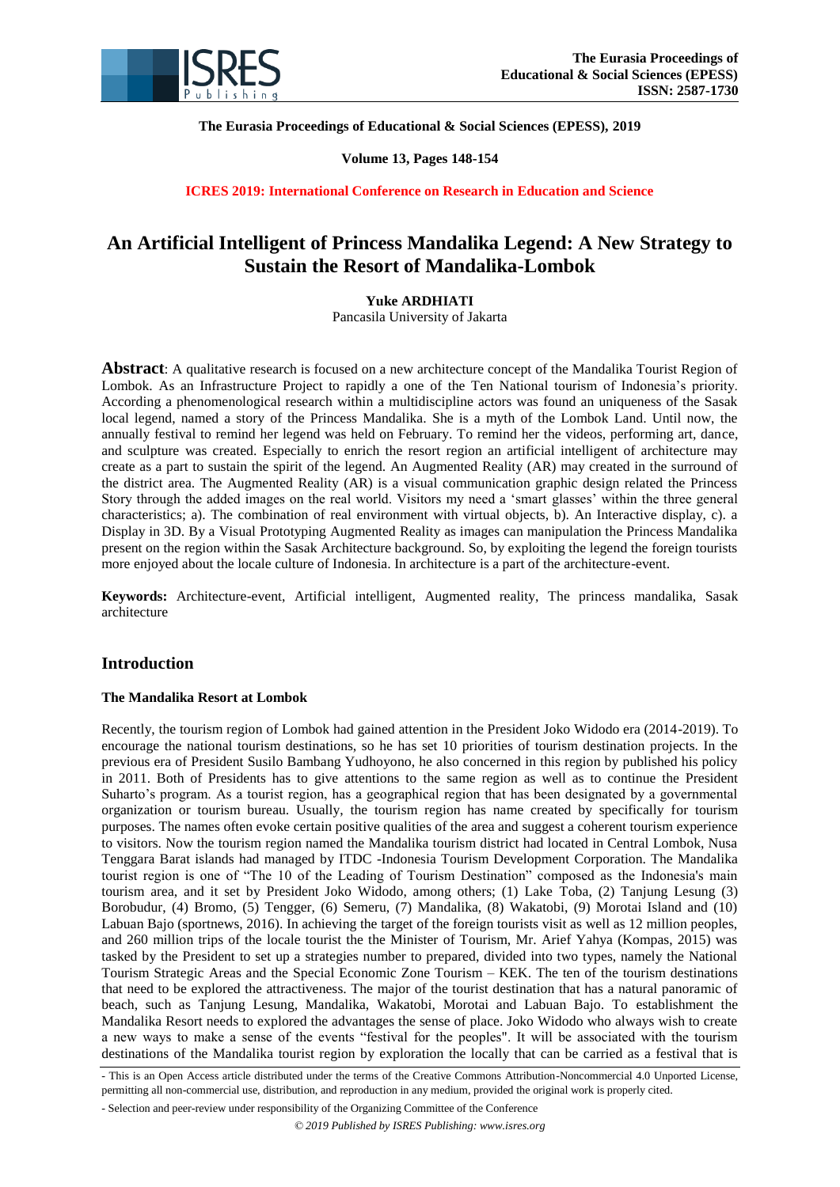**The Eurasia Proceedings of Educational & Social Sciences (EPESS), 2019**

**Volume 13, Pages 148-154**

**ICRES 2019: International Conference on Research in Education and Science**

# An Artificial Intelligent of Princess Mandalika Legend: A New Strategy to Sustain the Resort of Mandalika-Lombok

**Yuke ARDHIATI**
Pancasila University of Jakarta

**Abstract**: A qualitative research is focused on a new architecture concept of the Mandalika Tourist Region of Lombok. As an Infrastructure Project to rapidly a one of the Ten National tourism of Indonesia's priority. According a phenomenological research within a multidiscipline actors was found an uniqueness of the Sasak local legend, named a story of the Princess Mandalika. She is a myth of the Lombok Land. Until now, the annually festival to remind her legend was held on February. To remind her the videos, performing art, dance, and sculpture was created. Especially to enrich the resort region an artificial intelligent of architecture may create as a part to sustain the spirit of the legend. An Augmented Reality (AR) may created in the surround of the district area. The Augmented Reality (AR) is a visual communication graphic design related the Princess Story through the added images on the real world. Visitors my need a 'smart glasses' within the three general characteristics; a). The combination of real environment with virtual objects, b). An Interactive display, c). a Display in 3D. By a Visual Prototyping Augmented Reality as images can manipulation the Princess Mandalika present on the region within the Sasak Architecture background. So, by exploiting the legend the foreign tourists more enjoyed about the locale culture of Indonesia. In architecture is a part of the architecture-event.

**Keywords:** Architecture-event, Artificial intelligent, Augmented reality, The princess mandalika, Sasak architecture

## Introduction

### The Mandalika Resort at Lombok

Recently, the tourism region of Lombok had gained attention in the President Joko Widodo era (2014-2019). To encourage the national tourism destinations, so he has set 10 priorities of tourism destination projects. In the previous era of President Susilo Bambang Yudhoyono, he also concerned in this region by published his policy in 2011. Both of Presidents has to give attentions to the same region as well as to continue the President Suharto's program. As a tourist region, has a geographical region that has been designated by a governmental organization or tourism bureau. Usually, the tourism region has name created by specifically for tourism purposes. The names often evoke certain positive qualities of the area and suggest a coherent tourism experience to visitors. Now the tourism region named the Mandalika tourism district had located in Central Lombok, Nusa Tenggara Barat islands had managed by ITDC -Indonesia Tourism Development Corporation. The Mandalika tourist region is one of "The 10 of the Leading of Tourism Destination" composed as the Indonesia's main tourism area, and it set by President Joko Widodo, among others; (1) Lake Toba, (2) Tanjung Lesung (3) Borobudur, (4) Bromo, (5) Tengger, (6) Semeru, (7) Mandalika, (8) Wakatobi, (9) Morotai Island and (10) Labuan Bajo (sportnews, 2016). In achieving the target of the foreign tourists visit as well as 12 million peoples, and 260 million trips of the locale tourist the the Minister of Tourism, Mr. Arief Yahya (Kompas, 2015) was tasked by the President to set up a strategies number to prepared, divided into two types, namely the National Tourism Strategic Areas and the Special Economic Zone Tourism – KEK. The ten of the tourism destinations that need to be explored the attractiveness. The major of the tourist destination that has a natural panoramic of beach, such as Tanjung Lesung, Mandalika, Wakatobi, Morotai and Labuan Bajo. To establishment the Mandalika Resort needs to explored the advantages the sense of place. Joko Widodo who always wish to create a new ways to make a sense of the events "festival for the peoples". It will be associated with the tourism destinations of the Mandalika tourist region by exploration the locally that can be carried as a festival that is

- This is an Open Access article distributed under the terms of the Creative Commons Attribution-Noncommercial 4.0 Unported License, permitting all non-commercial use, distribution, and reproduction in any medium, provided the original work is properly cited.

- Selection and peer-review under responsibility of the Organizing Committee of the Conference

*© 2019 Published by ISRES Publishing: www.isres.org*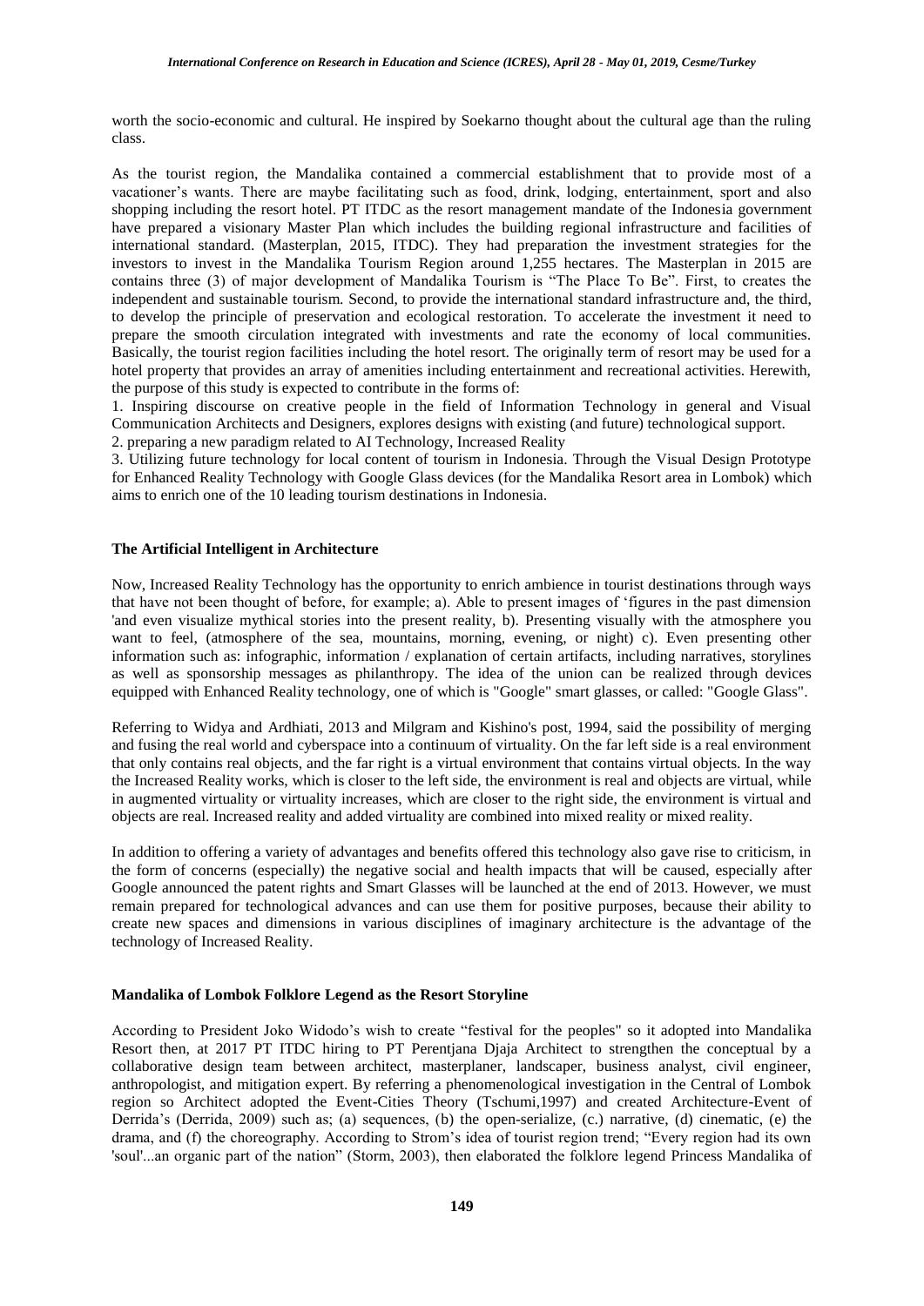worth the socio-economic and cultural. He inspired by Soekarno thought about the cultural age than the ruling class.

As the tourist region, the Mandalika contained a commercial establishment that to provide most of a vacationer's wants. There are maybe facilitating such as food, drink, lodging, entertainment, sport and also shopping including the resort hotel. PT ITDC as the resort management mandate of the Indonesia government have prepared a visionary Master Plan which includes the building regional infrastructure and facilities of international standard. (Masterplan, 2015, ITDC). They had preparation the investment strategies for the investors to invest in the Mandalika Tourism Region around 1,255 hectares. The Masterplan in 2015 are contains three (3) of major development of Mandalika Tourism is "The Place To Be". First, to creates the independent and sustainable tourism. Second, to provide the international standard infrastructure and, the third, to develop the principle of preservation and ecological restoration. To accelerate the investment it need to prepare the smooth circulation integrated with investments and rate the economy of local communities. Basically, the tourist region facilities including the hotel resort. The originally term of resort may be used for a hotel property that provides an array of amenities including entertainment and recreational activities. Herewith, the purpose of this study is expected to contribute in the forms of:

1. Inspiring discourse on creative people in the field of Information Technology in general and Visual Communication Architects and Designers, explores designs with existing (and future) technological support.
2. preparing a new paradigm related to AI Technology, Increased Reality
3. Utilizing future technology for local content of tourism in Indonesia. Through the Visual Design Prototype for Enhanced Reality Technology with Google Glass devices (for the Mandalika Resort area in Lombok) which aims to enrich one of the 10 leading tourism destinations in Indonesia.

### The Artificial Intelligent in Architecture

Now, Increased Reality Technology has the opportunity to enrich ambience in tourist destinations through ways that have not been thought of before, for example; a). Able to present images of 'figures in the past dimension 'and even visualize mythical stories into the present reality, b). Presenting visually with the atmosphere you want to feel, (atmosphere of the sea, mountains, morning, evening, or night) c). Even presenting other information such as: infographic, information / explanation of certain artifacts, including narratives, storylines as well as sponsorship messages as philanthropy. The idea of the union can be realized through devices equipped with Enhanced Reality technology, one of which is "Google" smart glasses, or called: "Google Glass".

Referring to Widya and Ardhiati, 2013 and Milgram and Kishino's post, 1994, said the possibility of merging and fusing the real world and cyberspace into a continuum of virtuality. On the far left side is a real environment that only contains real objects, and the far right is a virtual environment that contains virtual objects. In the way the Increased Reality works, which is closer to the left side, the environment is real and objects are virtual, while in augmented virtuality or virtuality increases, which are closer to the right side, the environment is virtual and objects are real. Increased reality and added virtuality are combined into mixed reality or mixed reality.

In addition to offering a variety of advantages and benefits offered this technology also gave rise to criticism, in the form of concerns (especially) the negative social and health impacts that will be caused, especially after Google announced the patent rights and Smart Glasses will be launched at the end of 2013. However, we must remain prepared for technological advances and can use them for positive purposes, because their ability to create new spaces and dimensions in various disciplines of imaginary architecture is the advantage of the technology of Increased Reality.

### Mandalika of Lombok Folklore Legend as the Resort Storyline

According to President Joko Widodo's wish to create "festival for the peoples" so it adopted into Mandalika Resort then, at 2017 PT ITDC hiring to PT Perentjana Djaja Architect to strengthen the conceptual by a collaborative design team between architect, masterplaner, landscaper, business analyst, civil engineer, anthropologist, and mitigation expert. By referring a phenomenological investigation in the Central of Lombok region so Architect adopted the Event-Cities Theory (Tschumi,1997) and created Architecture-Event of Derrida's (Derrida, 2009) such as; (a) sequences, (b) the open-serialize, (c.) narrative, (d) cinematic, (e) the drama, and (f) the choreography. According to Strom's idea of tourist region trend; "Every region had its own 'soul'...an organic part of the nation" (Storm, 2003), then elaborated the folklore legend Princess Mandalika of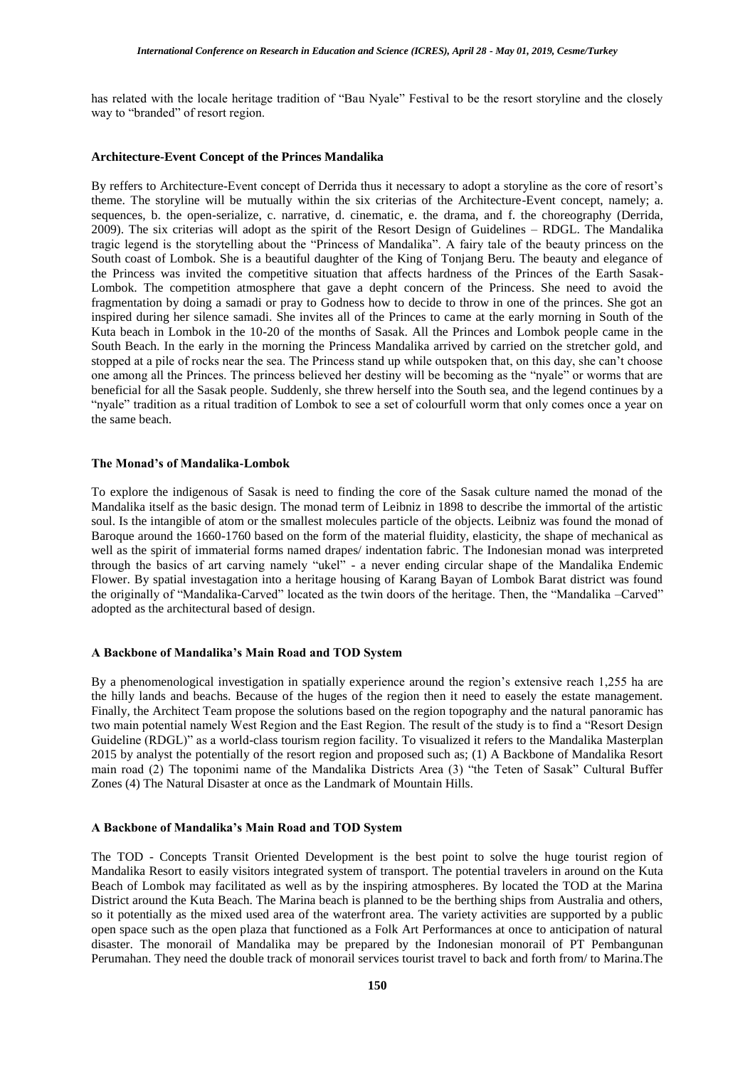has related with the locale heritage tradition of "Bau Nyale" Festival to be the resort storyline and the closely way to "branded" of resort region.

### Architecture-Event Concept of the Princes Mandalika

By reffers to Architecture-Event concept of Derrida thus it necessary to adopt a storyline as the core of resort's theme. The storyline will be mutually within the six criterias of the Architecture-Event concept, namely; a. sequences, b. the open-serialize, c. narrative, d. cinematic, e. the drama, and f. the choreography (Derrida, 2009). The six criterias will adopt as the spirit of the Resort Design of Guidelines – RDGL. The Mandalika tragic legend is the storytelling about the "Princess of Mandalika". A fairy tale of the beauty princess on the South coast of Lombok. She is a beautiful daughter of the King of Tonjang Beru. The beauty and elegance of the Princess was invited the competitive situation that affects hardness of the Princes of the Earth Sasak-Lombok. The competition atmosphere that gave a depht concern of the Princess. She need to avoid the fragmentation by doing a samadi or pray to Godness how to decide to throw in one of the princes. She got an inspired during her silence samadi. She invites all of the Princes to came at the early morning in South of the Kuta beach in Lombok in the 10-20 of the months of Sasak. All the Princes and Lombok people came in the South Beach. In the early in the morning the Princess Mandalika arrived by carried on the stretcher gold, and stopped at a pile of rocks near the sea. The Princess stand up while outspoken that, on this day, she can't choose one among all the Princes. The princess believed her destiny will be becoming as the "nyale" or worms that are beneficial for all the Sasak people. Suddenly, she threw herself into the South sea, and the legend continues by a "nyale" tradition as a ritual tradition of Lombok to see a set of colourfull worm that only comes once a year on the same beach.

### The Monad's of Mandalika-Lombok

To explore the indigenous of Sasak is need to finding the core of the Sasak culture named the monad of the Mandalika itself as the basic design. The monad term of Leibniz in 1898 to describe the immortal of the artistic soul. Is the intangible of atom or the smallest molecules particle of the objects. Leibniz was found the monad of Baroque around the 1660-1760 based on the form of the material fluidity, elasticity, the shape of mechanical as well as the spirit of immaterial forms named drapes/ indentation fabric. The Indonesian monad was interpreted through the basics of art carving namely "ukel" - a never ending circular shape of the Mandalika Endemic Flower. By spatial investagation into a heritage housing of Karang Bayan of Lombok Barat district was found the originally of "Mandalika-Carved" located as the twin doors of the heritage. Then, the "Mandalika –Carved" adopted as the architectural based of design.

### A Backbone of Mandalika's Main Road and TOD System

By a phenomenological investigation in spatially experience around the region's extensive reach 1,255 ha are the hilly lands and beachs. Because of the huges of the region then it need to easely the estate management. Finally, the Architect Team propose the solutions based on the region topography and the natural panoramic has two main potential namely West Region and the East Region. The result of the study is to find a "Resort Design Guideline (RDGL)" as a world-class tourism region facility. To visualized it refers to the Mandalika Masterplan 2015 by analyst the potentially of the resort region and proposed such as; (1) A Backbone of Mandalika Resort main road (2) The toponimi name of the Mandalika Districts Area (3) "the Teten of Sasak" Cultural Buffer Zones (4) The Natural Disaster at once as the Landmark of Mountain Hills.

### A Backbone of Mandalika's Main Road and TOD System

The TOD - Concepts Transit Oriented Development is the best point to solve the huge tourist region of Mandalika Resort to easily visitors integrated system of transport. The potential travelers in around on the Kuta Beach of Lombok may facilitated as well as by the inspiring atmospheres. By located the TOD at the Marina District around the Kuta Beach. The Marina beach is planned to be the berthing ships from Australia and others, so it potentially as the mixed used area of the waterfront area. The variety activities are supported by a public open space such as the open plaza that functioned as a Folk Art Performances at once to anticipation of natural disaster. The monorail of Mandalika may be prepared by the Indonesian monorail of PT Pembangunan Perumahan. They need the double track of monorail services tourist travel to back and forth from/ to Marina.The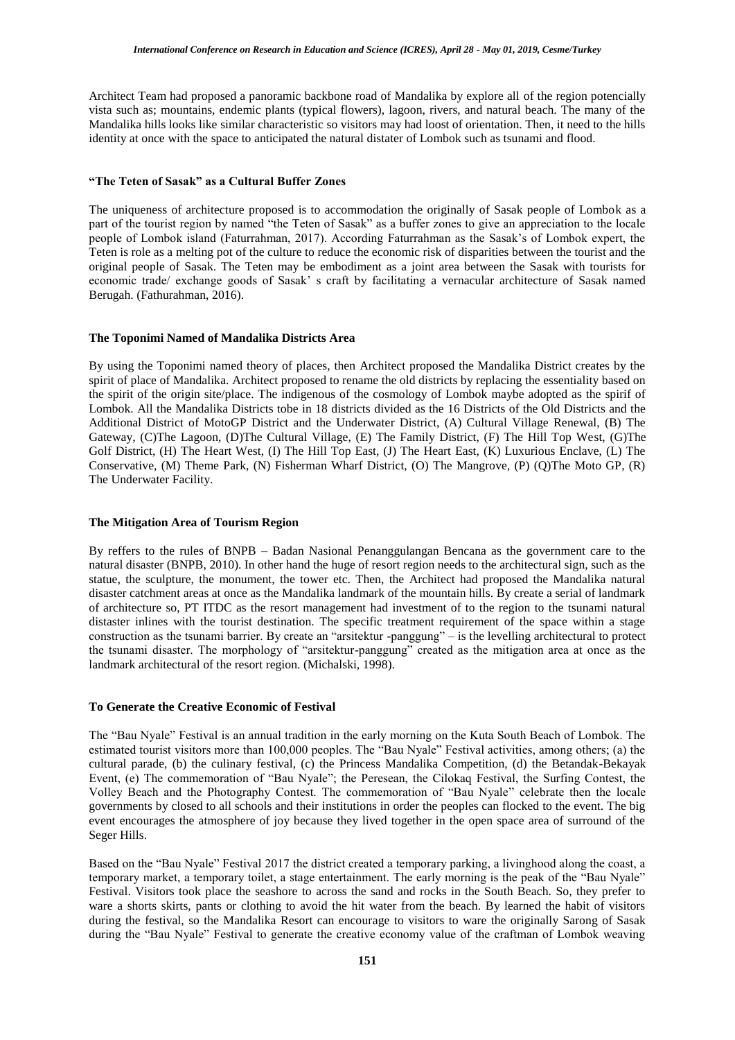Architect Team had proposed a panoramic backbone road of Mandalika by explore all of the region potencially vista such as; mountains, endemic plants (typical flowers), lagoon, rivers, and natural beach. The many of the Mandalika hills looks like similar characteristic so visitors may had loost of orientation. Then, it need to the hills identity at once with the space to anticipated the natural distater of Lombok such as tsunami and flood.

### "The Teten of Sasak" as a Cultural Buffer Zones

The uniqueness of architecture proposed is to accommodation the originally of Sasak people of Lombok as a part of the tourist region by named "the Teten of Sasak" as a buffer zones to give an appreciation to the locale people of Lombok island (Faturrahman, 2017). According Faturrahman as the Sasak's of Lombok expert, the Teten is role as a melting pot of the culture to reduce the economic risk of disparities between the tourist and the original people of Sasak. The Teten may be embodiment as a joint area between the Sasak with tourists for economic trade/ exchange goods of Sasak' s craft by facilitating a vernacular architecture of Sasak named Berugah. (Fathurahman, 2016).

### The Toponimi Named of Mandalika Districts Area

By using the Toponimi named theory of places, then Architect proposed the Mandalika District creates by the spirit of place of Mandalika. Architect proposed to rename the old districts by replacing the essentiality based on the spirit of the origin site/place. The indigenous of the cosmology of Lombok maybe adopted as the spirif of Lombok. All the Mandalika Districts tobe in 18 districts divided as the 16 Districts of the Old Districts and the Additional District of MotoGP District and the Underwater District, (A) Cultural Village Renewal, (B) The Gateway, (C)The Lagoon, (D)The Cultural Village, (E) The Family District, (F) The Hill Top West, (G)The Golf District, (H) The Heart West, (I) The Hill Top East, (J) The Heart East, (K) Luxurious Enclave, (L) The Conservative, (M) Theme Park, (N) Fisherman Wharf District, (O) The Mangrove, (P) (Q)The Moto GP, (R) The Underwater Facility.

### The Mitigation Area of Tourism Region

By reffers to the rules of BNPB – Badan Nasional Penanggulangan Bencana as the government care to the natural disaster (BNPB, 2010). In other hand the huge of resort region needs to the architectural sign, such as the statue, the sculpture, the monument, the tower etc. Then, the Architect had proposed the Mandalika natural disaster catchment areas at once as the Mandalika landmark of the mountain hills. By create a serial of landmark of architecture so, PT ITDC as the resort management had investment of to the region to the tsunami natural distaster inlines with the tourist destination. The specific treatment requirement of the space within a stage construction as the tsunami barrier. By create an "arsitektur -panggung" – is the levelling architectural to protect the tsunami disaster. The morphology of "arsitektur-panggung" created as the mitigation area at once as the landmark architectural of the resort region. (Michalski, 1998).

### To Generate the Creative Economic of Festival

The "Bau Nyale" Festival is an annual tradition in the early morning on the Kuta South Beach of Lombok. The estimated tourist visitors more than 100,000 peoples. The "Bau Nyale" Festival activities, among others; (a) the cultural parade, (b) the culinary festival, (c) the Princess Mandalika Competition, (d) the Betandak-Bekayak Event, (e) The commemoration of "Bau Nyale"; the Peresean, the Cilokaq Festival, the Surfing Contest, the Volley Beach and the Photography Contest. The commemoration of "Bau Nyale" celebrate then the locale governments by closed to all schools and their institutions in order the peoples can flocked to the event. The big event encourages the atmosphere of joy because they lived together in the open space area of surround of the Seger Hills.

Based on the "Bau Nyale" Festival 2017 the district created a temporary parking, a livinghood along the coast, a temporary market, a temporary toilet, a stage entertainment. The early morning is the peak of the "Bau Nyale" Festival. Visitors took place the seashore to across the sand and rocks in the South Beach. So, they prefer to ware a shorts skirts, pants or clothing to avoid the hit water from the beach. By learned the habit of visitors during the festival, so the Mandalika Resort can encourage to visitors to ware the originally Sarong of Sasak during the "Bau Nyale" Festival to generate the creative economy value of the craftman of Lombok weaving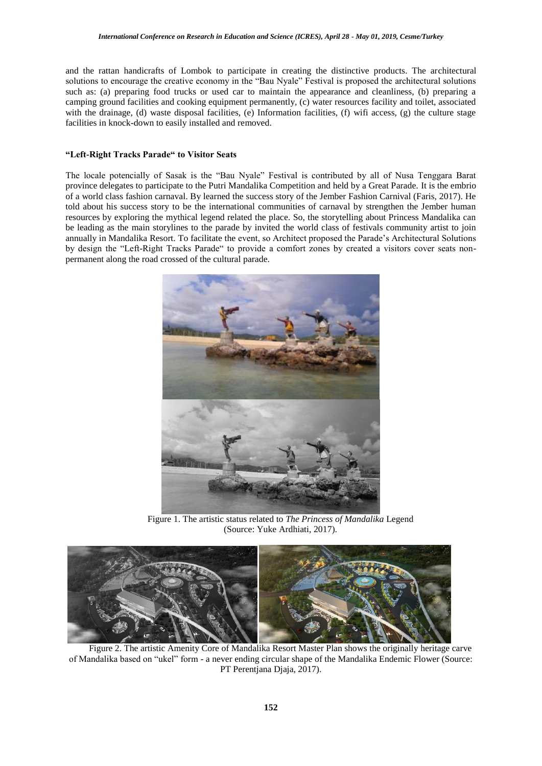and the rattan handicrafts of Lombok to participate in creating the distinctive products. The architectural solutions to encourage the creative economy in the "Bau Nyale" Festival is proposed the architectural solutions such as: (a) preparing food trucks or used car to maintain the appearance and cleanliness, (b) preparing a camping ground facilities and cooking equipment permanently, (c) water resources facility and toilet, associated with the drainage, (d) waste disposal facilities, (e) Information facilities, (f) wifi access, (g) the culture stage facilities in knock-down to easily installed and removed.

### "Left-Right Tracks Parade" to Visitor Seats

The locale potencially of Sasak is the "Bau Nyale" Festival is contributed by all of Nusa Tenggara Barat province delegates to participate to the Putri Mandalika Competition and held by a Great Parade. It is the embrio of a world class fashion carnaval. By learned the success story of the Jember Fashion Carnival (Faris, 2017). He told about his success story to be the international communities of carnaval by strengthen the Jember human resources by exploring the mythical legend related the place. So, the storytelling about Princess Mandalika can be leading as the main storylines to the parade by invited the world class of festivals community artist to join annually in Mandalika Resort. To facilitate the event, so Architect proposed the Parade's Architectural Solutions by design the "Left-Right Tracks Parade" to provide a comfort zones by created a visitors cover seats non-permanent along the road crossed of the cultural parade.

Figure 1. The artistic status related to *The Princess of Mandalika* Legend (Source: Yuke Ardhiati, 2017).

Figure 2. The artistic Amenity Core of Mandalika Resort Master Plan shows the originally heritage carve of Mandalika based on "ukel" form - a never ending circular shape of the Mandalika Endemic Flower (Source: PT Perentjana Djaja, 2017).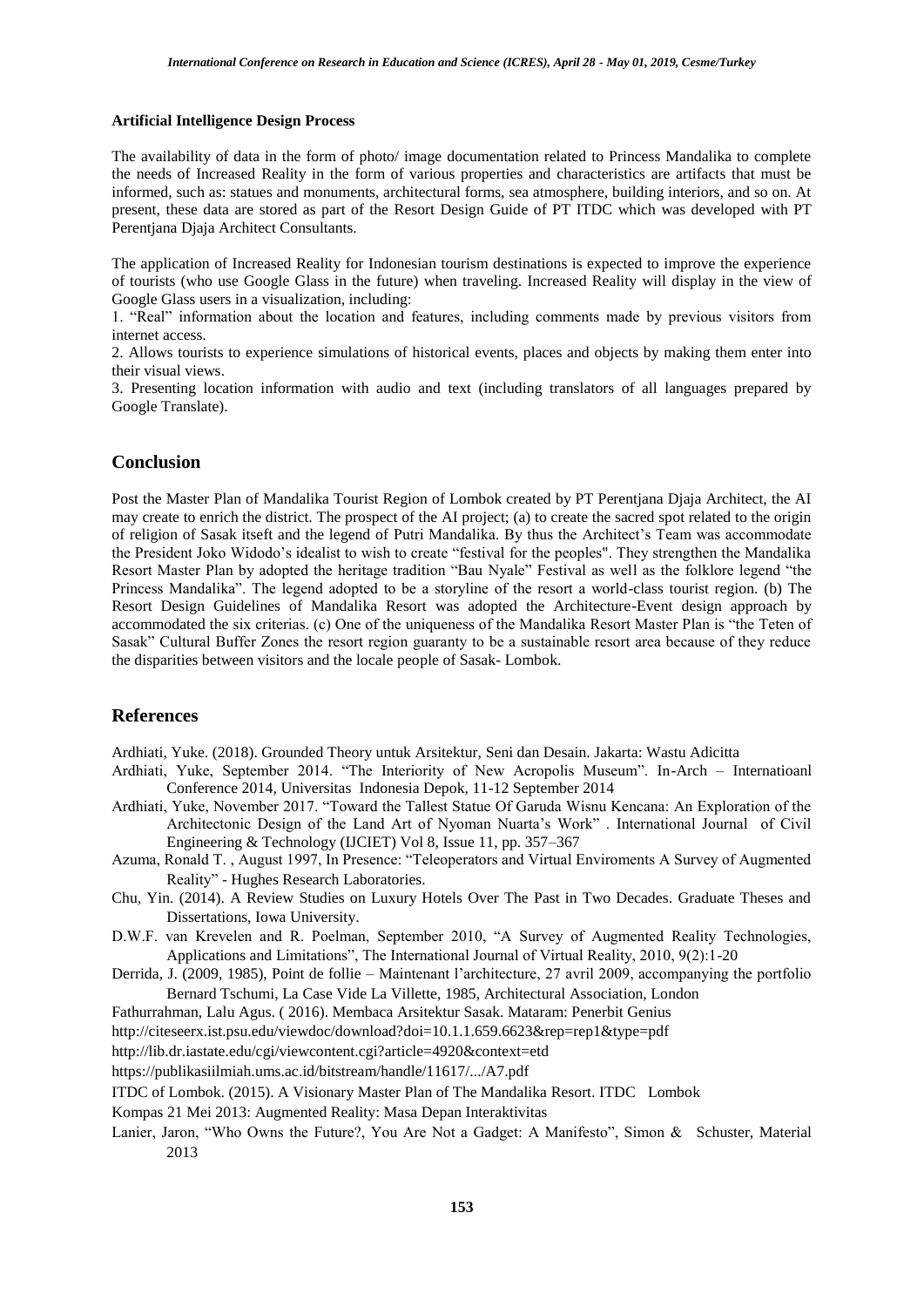**Artificial Intelligence Design Process**

The availability of data in the form of photo/ image documentation related to Princess Mandalika to complete the needs of Increased Reality in the form of various properties and characteristics are artifacts that must be informed, such as: statues and monuments, architectural forms, sea atmosphere, building interiors, and so on. At present, these data are stored as part of the Resort Design Guide of PT ITDC which was developed with PT Perentjana Djaja Architect Consultants.

The application of Increased Reality for Indonesian tourism destinations is expected to improve the experience of tourists (who use Google Glass in the future) when traveling. Increased Reality will display in the view of Google Glass users in a visualization, including:

1. "Real" information about the location and features, including comments made by previous visitors from internet access.
2. Allows tourists to experience simulations of historical events, places and objects by making them enter into their visual views.
3. Presenting location information with audio and text (including translators of all languages prepared by Google Translate).

## Conclusion

Post the Master Plan of Mandalika Tourist Region of Lombok created by PT Perentjana Djaja Architect, the AI may create to enrich the district. The prospect of the AI project; (a) to create the sacred spot related to the origin of religion of Sasak itseft and the legend of Putri Mandalika. By thus the Architect's Team was accommodate the President Joko Widodo's idealist to wish to create "festival for the peoples". They strengthen the Mandalika Resort Master Plan by adopted the heritage tradition "Bau Nyale" Festival as well as the folklore legend "the Princess Mandalika". The legend adopted to be a storyline of the resort a world-class tourist region. (b) The Resort Design Guidelines of Mandalika Resort was adopted the Architecture-Event design approach by accommodated the six criterias. (c) One of the uniqueness of the Mandalika Resort Master Plan is "the Teten of Sasak" Cultural Buffer Zones the resort region guaranty to be a sustainable resort area because of they reduce the disparities between visitors and the locale people of Sasak- Lombok.

## References

Ardhiati, Yuke. (2018). Grounded Theory untuk Arsitektur, Seni dan Desain. Jakarta: Wastu Adicitta

Ardhiati, Yuke, September 2014. "The Interiority of New Acropolis Museum". In-Arch – Internatioanl Conference 2014, Universitas Indonesia Depok, 11-12 September 2014

Ardhiati, Yuke, November 2017. "Toward the Tallest Statue Of Garuda Wisnu Kencana: An Exploration of the Architectonic Design of the Land Art of Nyoman Nuarta's Work" . International Journal of Civil Engineering & Technology (IJCIET) Vol 8, Issue 11, pp. 357–367

Azuma, Ronald T. , August 1997, In Presence: "Teleoperators and Virtual Enviroments A Survey of Augmented Reality" - Hughes Research Laboratories.

Chu, Yin. (2014). A Review Studies on Luxury Hotels Over The Past in Two Decades. Graduate Theses and Dissertations, Iowa University.

D.W.F. van Krevelen and R. Poelman, September 2010, "A Survey of Augmented Reality Technologies, Applications and Limitations", The International Journal of Virtual Reality, 2010, 9(2):1-20

Derrida, J. (2009, 1985), Point de follie – Maintenant l'architecture, 27 avril 2009, accompanying the portfolio Bernard Tschumi, La Case Vide La Villette, 1985, Architectural Association, London

Fathurrahman, Lalu Agus. ( 2016). Membaca Arsitektur Sasak. Mataram: Penerbit Genius

http://citeseerx.ist.psu.edu/viewdoc/download?doi=10.1.1.659.6623&rep=rep1&type=pdf

http://lib.dr.iastate.edu/cgi/viewcontent.cgi?article=4920&context=etd

https://publikasiilmiah.ums.ac.id/bitstream/handle/11617/.../A7.pdf

ITDC of Lombok. (2015). A Visionary Master Plan of The Mandalika Resort. ITDC Lombok

Kompas 21 Mei 2013: Augmented Reality: Masa Depan Interaktivitas

Lanier, Jaron, "Who Owns the Future?, You Are Not a Gadget: A Manifesto", Simon & Schuster, Material 2013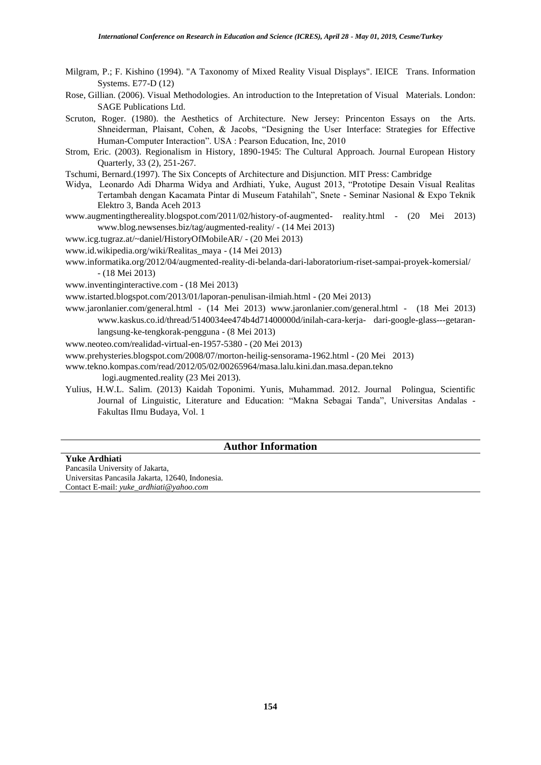Milgram, P.; F. Kishino (1994). "A Taxonomy of Mixed Reality Visual Displays". IEICE Trans. Information Systems. E77-D (12)

Rose, Gillian. (2006). Visual Methodologies. An introduction to the Intepretation of Visual Materials. London: SAGE Publications Ltd.

Scruton, Roger. (1980). the Aesthetics of Architecture. New Jersey: Princenton Essays on the Arts. Shneiderman, Plaisant, Cohen, & Jacobs, "Designing the User Interface: Strategies for Effective Human-Computer Interaction". USA : Pearson Education, Inc, 2010

Strom, Eric. (2003). Regionalism in History, 1890-1945: The Cultural Approach. Journal European History Quarterly, 33 (2), 251-267.

Tschumi, Bernard.(1997). The Six Concepts of Architecture and Disjunction. MIT Press: Cambridge

Widya, Leonardo Adi Dharma Widya and Ardhiati, Yuke, August 2013, "Prototipe Desain Visual Realitas Tertambah dengan Kacamata Pintar di Museum Fatahilah", Snete - Seminar Nasional & Expo Teknik Elektro 3, Banda Aceh 2013

www.augmentingthereality.blogspot.com/2011/02/history-of-augmented- reality.html - (20 Mei 2013) www.blog.newsenses.biz/tag/augmented-reality/ - (14 Mei 2013)

www.icg.tugraz.at/~daniel/HistoryOfMobileAR/ - (20 Mei 2013)

www.id.wikipedia.org/wiki/Realitas_maya - (14 Mei 2013)

www.informatika.org/2012/04/augmented-reality-di-belanda-dari-laboratorium-riset-sampai-proyek-komersial/ - (18 Mei 2013)

www.inventinginteractive.com - (18 Mei 2013)

www.istarted.blogspot.com/2013/01/laporan-penulisan-ilmiah.html - (20 Mei 2013)

www.jaronlanier.com/general.html - (14 Mei 2013) www.jaronlanier.com/general.html - (18 Mei 2013) www.kaskus.co.id/thread/5140034ee474b4d71400000d/inilah-cara-kerja- dari-google-glass---getaran-langsung-ke-tengkorak-pengguna - (8 Mei 2013)

www.neoteo.com/realidad-virtual-en-1957-5380 - (20 Mei 2013)

www.prehysteries.blogspot.com/2008/07/morton-heilig-sensorama-1962.html - (20 Mei 2013)

www.tekno.kompas.com/read/2012/05/02/00265964/masa.lalu.kini.dan.masa.depan.tekno logi.augmented.reality (23 Mei 2013).

Yulius, H.W.L. Salim. (2013) Kaidah Toponimi. Yunis, Muhammad. 2012. Journal Polingua, Scientific Journal of Linguistic, Literature and Education: "Makna Sebagai Tanda", Universitas Andalas - Fakultas Ilmu Budaya, Vol. 1

## Author Information

**Yuke Ardhiati**
Pancasila University of Jakarta,
Universitas Pancasila Jakarta, 12640, Indonesia.
Contact E-mail: *yuke_ardhiati@yahoo.com*